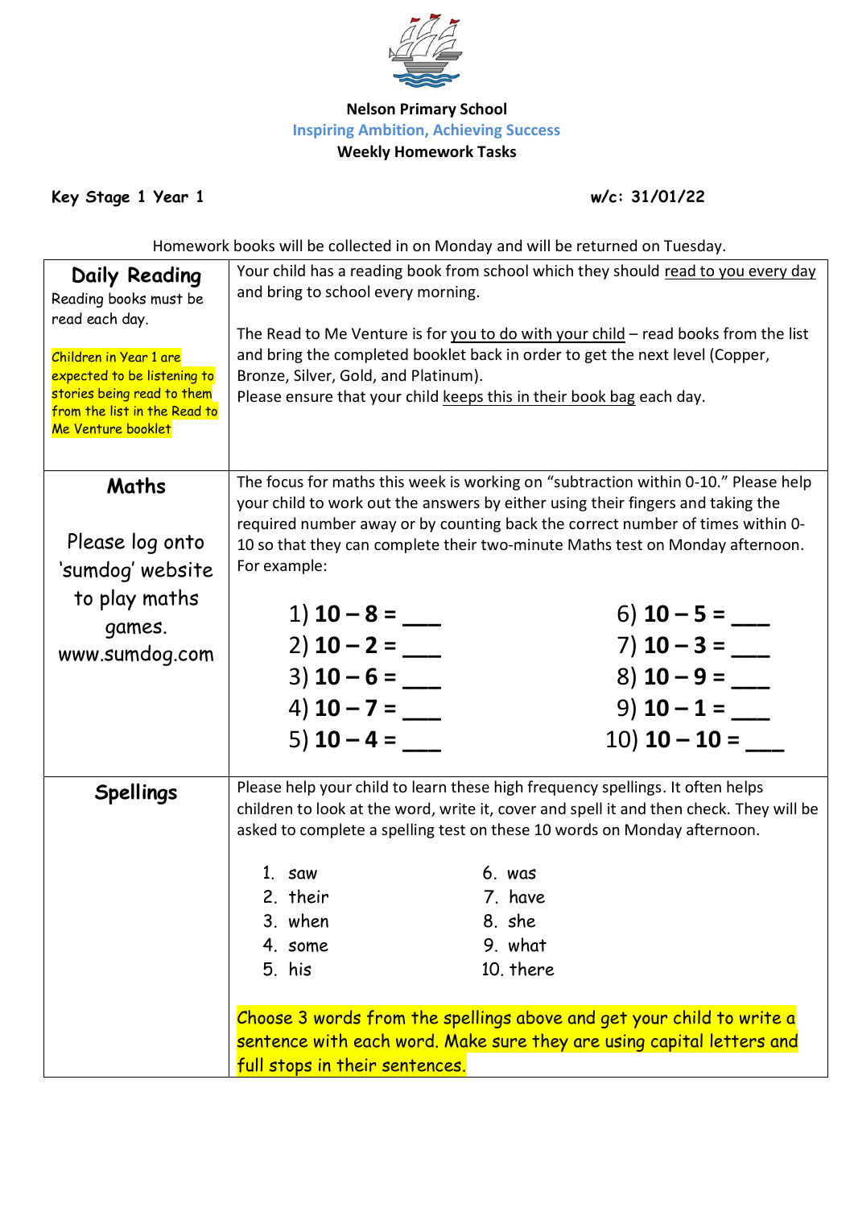**Nelson Primary School**

Inspiring Ambition, Achieving Success

**Weekly Homework Tasks**

**Key Stage 1 Year 1** **w/c: 31/01/22**

Homework books will be collected in on Monday and will be returned on Tuesday.

| | |
|---|---|
| **Daily Reading**<br>Reading books must be read each day.<br><br>Children in Year 1 are expected to be listening to stories being read to them from the list in the Read to Me Venture booklet | Your child has a reading book from school which they should read to you every day and bring to school every morning.<br><br>The Read to Me Venture is for you to do with your child – read books from the list and bring the completed booklet back in order to get the next level (Copper, Bronze, Silver, Gold, and Platinum).<br>Please ensure that your child keeps this in their book bag each day. |
| **Maths**<br><br>Please log onto 'sumdog' website to play maths games.<br>www.sumdog.com | The focus for maths this week is working on "subtraction within 0-10." Please help your child to work out the answers by either using their fingers and taking the required number away or by counting back the correct number of times within 0-10 so that they can complete their two-minute Maths test on Monday afternoon. For example:<br><br>1) **10 – 8 = \_\_\_**<br>2) **10 – 2 = \_\_\_**<br>3) **10 – 6 = \_\_\_**<br>4) **10 – 7 = \_\_\_**<br>5) **10 – 4 = \_\_\_**<br>6) **10 – 5 = \_\_\_**<br>7) **10 – 3 = \_\_\_**<br>8) **10 – 9 = \_\_\_**<br>9) **10 – 1 = \_\_\_**<br>10) **10 – 10 = \_\_\_** |
| **Spellings** | Please help your child to learn these high frequency spellings. It often helps children to look at the word, write it, cover and spell it and then check. They will be asked to complete a spelling test on these 10 words on Monday afternoon.<br><br>1. saw<br>2. their<br>3. when<br>4. some<br>5. his<br>6. was<br>7. have<br>8. she<br>9. what<br>10. there<br><br>Choose 3 words from the spellings above and get your child to write a sentence with each word. Make sure they are using capital letters and full stops in their sentences. |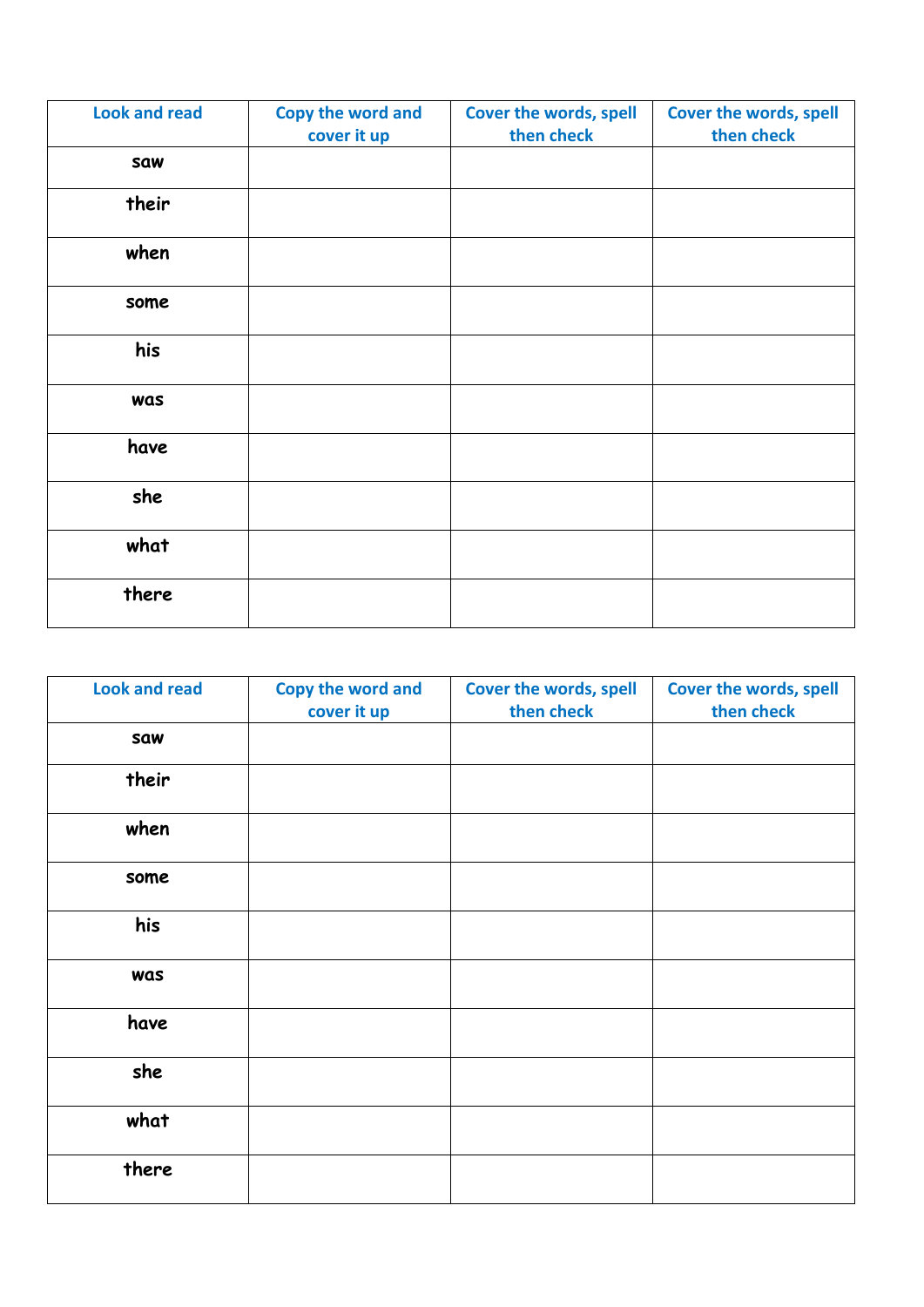| Look and read | Copy the word and cover it up | Cover the words, spell then check | Cover the words, spell then check |
| --- | --- | --- | --- |
| saw | | | |
| their | | | |
| when | | | |
| some | | | |
| his | | | |
| was | | | |
| have | | | |
| she | | | |
| what | | | |
| there | | | |

| Look and read | Copy the word and cover it up | Cover the words, spell then check | Cover the words, spell then check |
| --- | --- | --- | --- |
| saw | | | |
| their | | | |
| when | | | |
| some | | | |
| his | | | |
| was | | | |
| have | | | |
| she | | | |
| what | | | |
| there | | | |